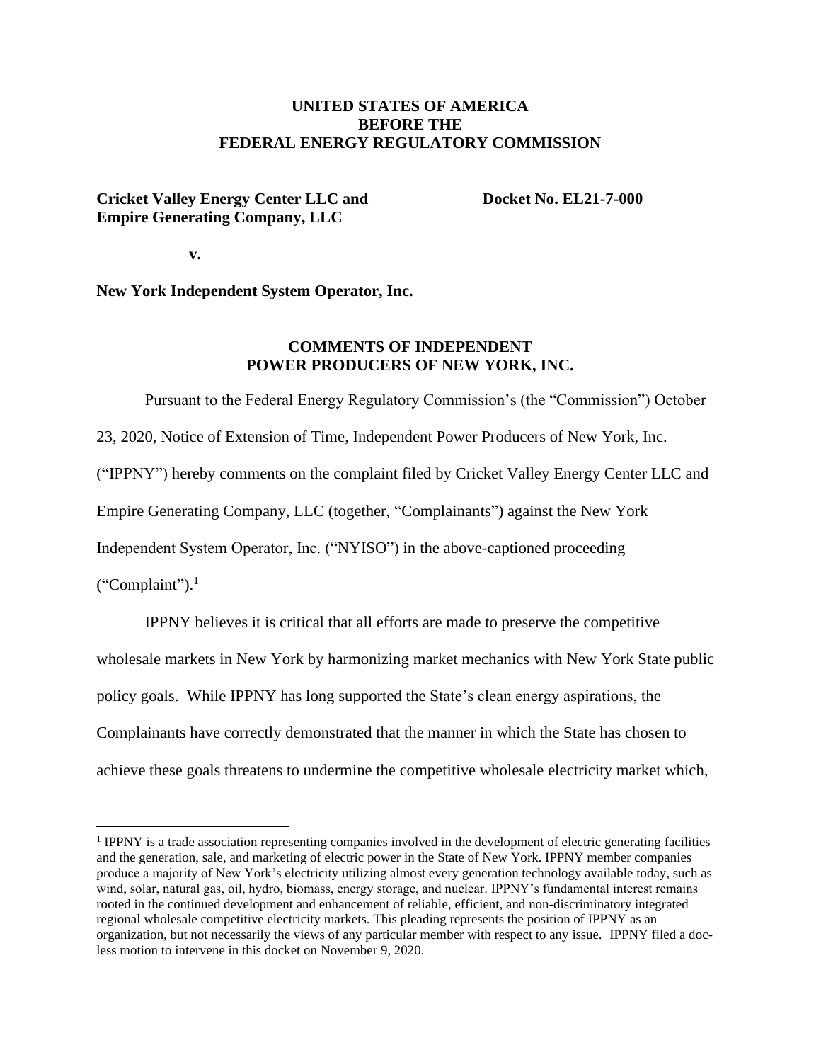**UNITED STATES OF AMERICA**
**BEFORE THE**
**FEDERAL ENERGY REGULATORY COMMISSION**

**Cricket Valley Energy Center LLC and Empire Generating Company, LLC** **Docket No. EL21-7-000**

**v.**

**New York Independent System Operator, Inc.**

**COMMENTS OF INDEPENDENT POWER PRODUCERS OF NEW YORK, INC.**

Pursuant to the Federal Energy Regulatory Commission's (the "Commission") October 23, 2020, Notice of Extension of Time, Independent Power Producers of New York, Inc. ("IPPNY") hereby comments on the complaint filed by Cricket Valley Energy Center LLC and Empire Generating Company, LLC (together, "Complainants") against the New York Independent System Operator, Inc. ("NYISO") in the above-captioned proceeding ("Complaint").[1]

IPPNY believes it is critical that all efforts are made to preserve the competitive wholesale markets in New York by harmonizing market mechanics with New York State public policy goals. While IPPNY has long supported the State's clean energy aspirations, the Complainants have correctly demonstrated that the manner in which the State has chosen to achieve these goals threatens to undermine the competitive wholesale electricity market which,

---

[1] IPPNY is a trade association representing companies involved in the development of electric generating facilities and the generation, sale, and marketing of electric power in the State of New York. IPPNY member companies produce a majority of New York's electricity utilizing almost every generation technology available today, such as wind, solar, natural gas, oil, hydro, biomass, energy storage, and nuclear. IPPNY's fundamental interest remains rooted in the continued development and enhancement of reliable, efficient, and non-discriminatory integrated regional wholesale competitive electricity markets. This pleading represents the position of IPPNY as an organization, but not necessarily the views of any particular member with respect to any issue. IPPNY filed a doc-less motion to intervene in this docket on November 9, 2020.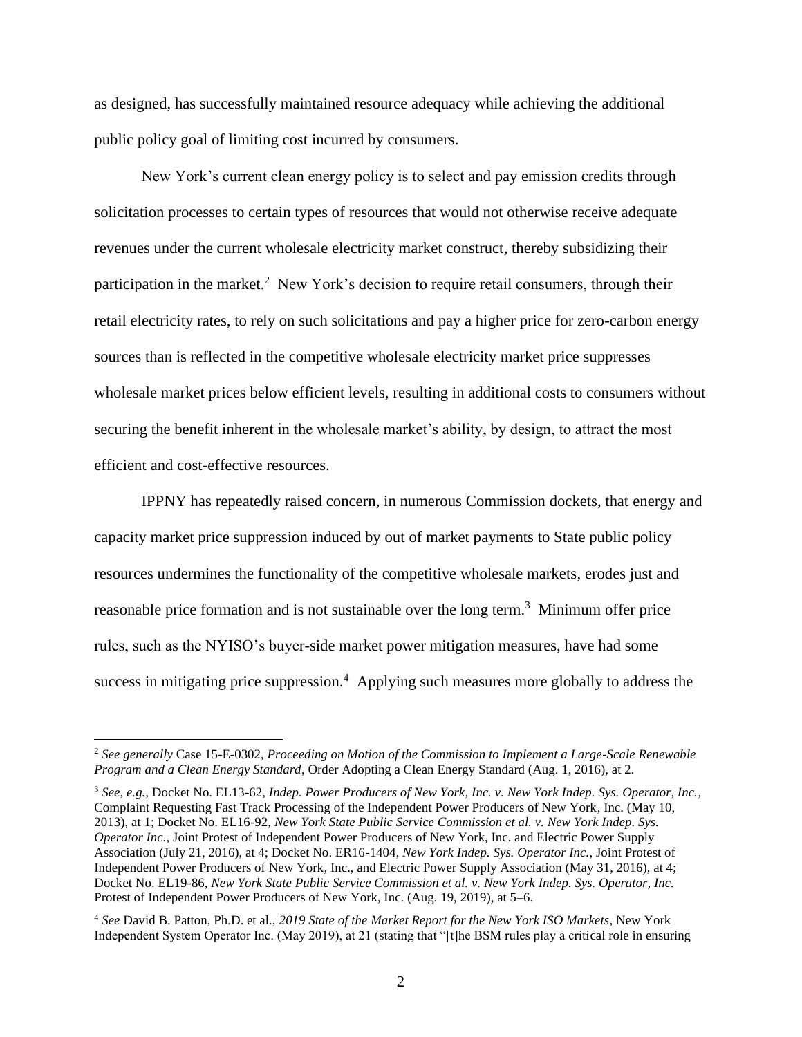as designed, has successfully maintained resource adequacy while achieving the additional public policy goal of limiting cost incurred by consumers.

New York's current clean energy policy is to select and pay emission credits through solicitation processes to certain types of resources that would not otherwise receive adequate revenues under the current wholesale electricity market construct, thereby subsidizing their participation in the market.[2] New York's decision to require retail consumers, through their retail electricity rates, to rely on such solicitations and pay a higher price for zero-carbon energy sources than is reflected in the competitive wholesale electricity market price suppresses wholesale market prices below efficient levels, resulting in additional costs to consumers without securing the benefit inherent in the wholesale market's ability, by design, to attract the most efficient and cost-effective resources.

IPPNY has repeatedly raised concern, in numerous Commission dockets, that energy and capacity market price suppression induced by out of market payments to State public policy resources undermines the functionality of the competitive wholesale markets, erodes just and reasonable price formation and is not sustainable over the long term.[3] Minimum offer price rules, such as the NYISO's buyer-side market power mitigation measures, have had some success in mitigating price suppression.[4] Applying such measures more globally to address the

---

[2] *See generally* Case 15-E-0302, *Proceeding on Motion of the Commission to Implement a Large-Scale Renewable Program and a Clean Energy Standard*, Order Adopting a Clean Energy Standard (Aug. 1, 2016), at 2.

[3] *See, e.g.*, Docket No. EL13-62, *Indep. Power Producers of New York, Inc. v. New York Indep. Sys. Operator, Inc.*, Complaint Requesting Fast Track Processing of the Independent Power Producers of New York, Inc. (May 10, 2013), at 1; Docket No. EL16-92, *New York State Public Service Commission et al. v. New York Indep. Sys. Operator Inc.*, Joint Protest of Independent Power Producers of New York, Inc. and Electric Power Supply Association (July 21, 2016), at 4; Docket No. ER16-1404, *New York Indep. Sys. Operator Inc.*, Joint Protest of Independent Power Producers of New York, Inc., and Electric Power Supply Association (May 31, 2016), at 4; Docket No. EL19-86, *New York State Public Service Commission et al. v. New York Indep. Sys. Operator, Inc.* Protest of Independent Power Producers of New York, Inc. (Aug. 19, 2019), at 5–6.

[4] *See* David B. Patton, Ph.D. et al., *2019 State of the Market Report for the New York ISO Markets*, New York Independent System Operator Inc. (May 2019), at 21 (stating that "[t]he BSM rules play a critical role in ensuring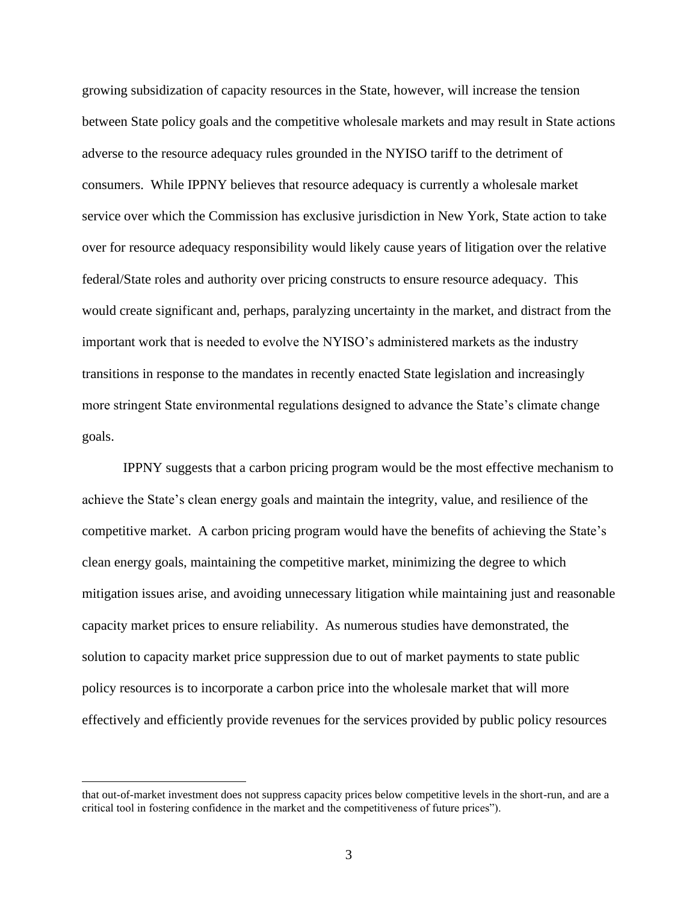growing subsidization of capacity resources in the State, however, will increase the tension between State policy goals and the competitive wholesale markets and may result in State actions adverse to the resource adequacy rules grounded in the NYISO tariff to the detriment of consumers. While IPPNY believes that resource adequacy is currently a wholesale market service over which the Commission has exclusive jurisdiction in New York, State action to take over for resource adequacy responsibility would likely cause years of litigation over the relative federal/State roles and authority over pricing constructs to ensure resource adequacy. This would create significant and, perhaps, paralyzing uncertainty in the market, and distract from the important work that is needed to evolve the NYISO's administered markets as the industry transitions in response to the mandates in recently enacted State legislation and increasingly more stringent State environmental regulations designed to advance the State's climate change goals.

IPPNY suggests that a carbon pricing program would be the most effective mechanism to achieve the State's clean energy goals and maintain the integrity, value, and resilience of the competitive market. A carbon pricing program would have the benefits of achieving the State's clean energy goals, maintaining the competitive market, minimizing the degree to which mitigation issues arise, and avoiding unnecessary litigation while maintaining just and reasonable capacity market prices to ensure reliability. As numerous studies have demonstrated, the solution to capacity market price suppression due to out of market payments to state public policy resources is to incorporate a carbon price into the wholesale market that will more effectively and efficiently provide revenues for the services provided by public policy resources

that out-of-market investment does not suppress capacity prices below competitive levels in the short-run, and are a critical tool in fostering confidence in the market and the competitiveness of future prices").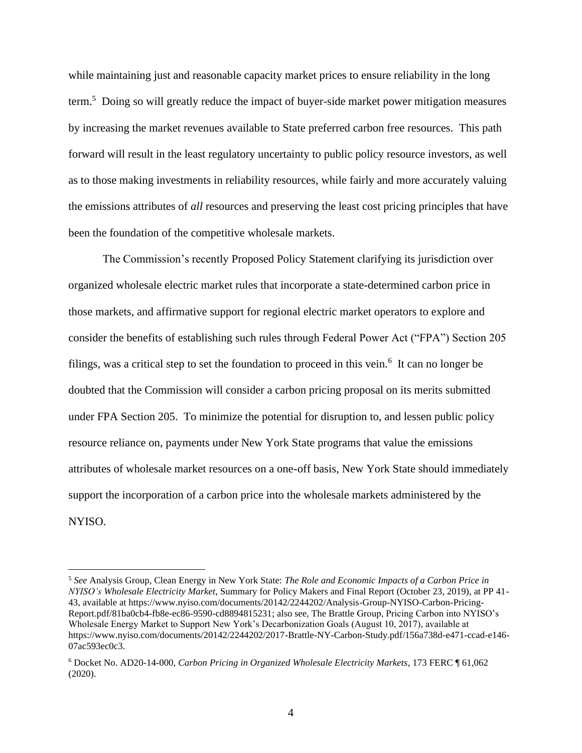while maintaining just and reasonable capacity market prices to ensure reliability in the long term.[5] Doing so will greatly reduce the impact of buyer-side market power mitigation measures by increasing the market revenues available to State preferred carbon free resources. This path forward will result in the least regulatory uncertainty to public policy resource investors, as well as to those making investments in reliability resources, while fairly and more accurately valuing the emissions attributes of *all* resources and preserving the least cost pricing principles that have been the foundation of the competitive wholesale markets.

The Commission's recently Proposed Policy Statement clarifying its jurisdiction over organized wholesale electric market rules that incorporate a state-determined carbon price in those markets, and affirmative support for regional electric market operators to explore and consider the benefits of establishing such rules through Federal Power Act ("FPA") Section 205 filings, was a critical step to set the foundation to proceed in this vein.[6] It can no longer be doubted that the Commission will consider a carbon pricing proposal on its merits submitted under FPA Section 205. To minimize the potential for disruption to, and lessen public policy resource reliance on, payments under New York State programs that value the emissions attributes of wholesale market resources on a one-off basis, New York State should immediately support the incorporation of a carbon price into the wholesale markets administered by the NYISO.

---

[5] *See* Analysis Group, Clean Energy in New York State: *The Role and Economic Impacts of a Carbon Price in NYISO's Wholesale Electricity Market*, Summary for Policy Makers and Final Report (October 23, 2019), at PP 41-43, available at https://www.nyiso.com/documents/20142/2244202/Analysis-Group-NYISO-Carbon-Pricing-Report.pdf/81ba0cb4-fb8e-ec86-9590-cd8894815231; also see, The Brattle Group, Pricing Carbon into NYISO's Wholesale Energy Market to Support New York's Decarbonization Goals (August 10, 2017), available at https://www.nyiso.com/documents/20142/2244202/2017-Brattle-NY-Carbon-Study.pdf/156a738d-e471-ccad-e146-07ac593ec0c3.

[6] Docket No. AD20-14-000, *Carbon Pricing in Organized Wholesale Electricity Markets*, 173 FERC ¶ 61,062 (2020).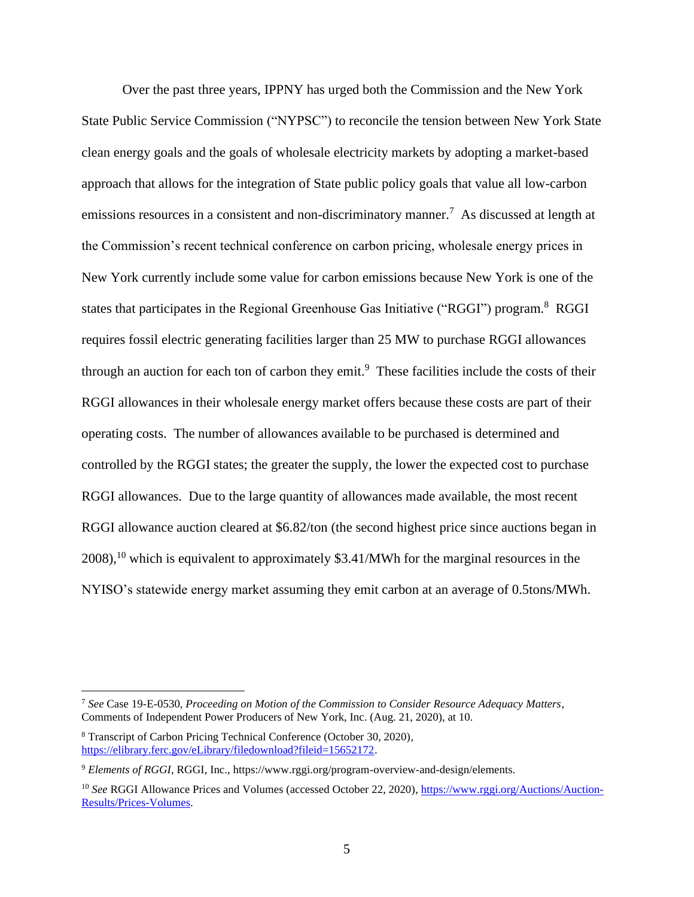Over the past three years, IPPNY has urged both the Commission and the New York State Public Service Commission ("NYPSC") to reconcile the tension between New York State clean energy goals and the goals of wholesale electricity markets by adopting a market-based approach that allows for the integration of State public policy goals that value all low-carbon emissions resources in a consistent and non-discriminatory manner.[7] As discussed at length at the Commission's recent technical conference on carbon pricing, wholesale energy prices in New York currently include some value for carbon emissions because New York is one of the states that participates in the Regional Greenhouse Gas Initiative ("RGGI") program.[8] RGGI requires fossil electric generating facilities larger than 25 MW to purchase RGGI allowances through an auction for each ton of carbon they emit.[9] These facilities include the costs of their RGGI allowances in their wholesale energy market offers because these costs are part of their operating costs. The number of allowances available to be purchased is determined and controlled by the RGGI states; the greater the supply, the lower the expected cost to purchase RGGI allowances. Due to the large quantity of allowances made available, the most recent RGGI allowance auction cleared at $6.82/ton (the second highest price since auctions began in 2008),[10] which is equivalent to approximately $3.41/MWh for the marginal resources in the NYISO's statewide energy market assuming they emit carbon at an average of 0.5tons/MWh.

---

[7] *See* Case 19-E-0530, *Proceeding on Motion of the Commission to Consider Resource Adequacy Matters*, Comments of Independent Power Producers of New York, Inc. (Aug. 21, 2020), at 10.

[8] Transcript of Carbon Pricing Technical Conference (October 30, 2020), https://elibrary.ferc.gov/eLibrary/filedownload?fileid=15652172.

[9] *Elements of RGGI*, RGGI, Inc., https://www.rggi.org/program-overview-and-design/elements.

[10] *See* RGGI Allowance Prices and Volumes (accessed October 22, 2020), https://www.rggi.org/Auctions/Auction-Results/Prices-Volumes.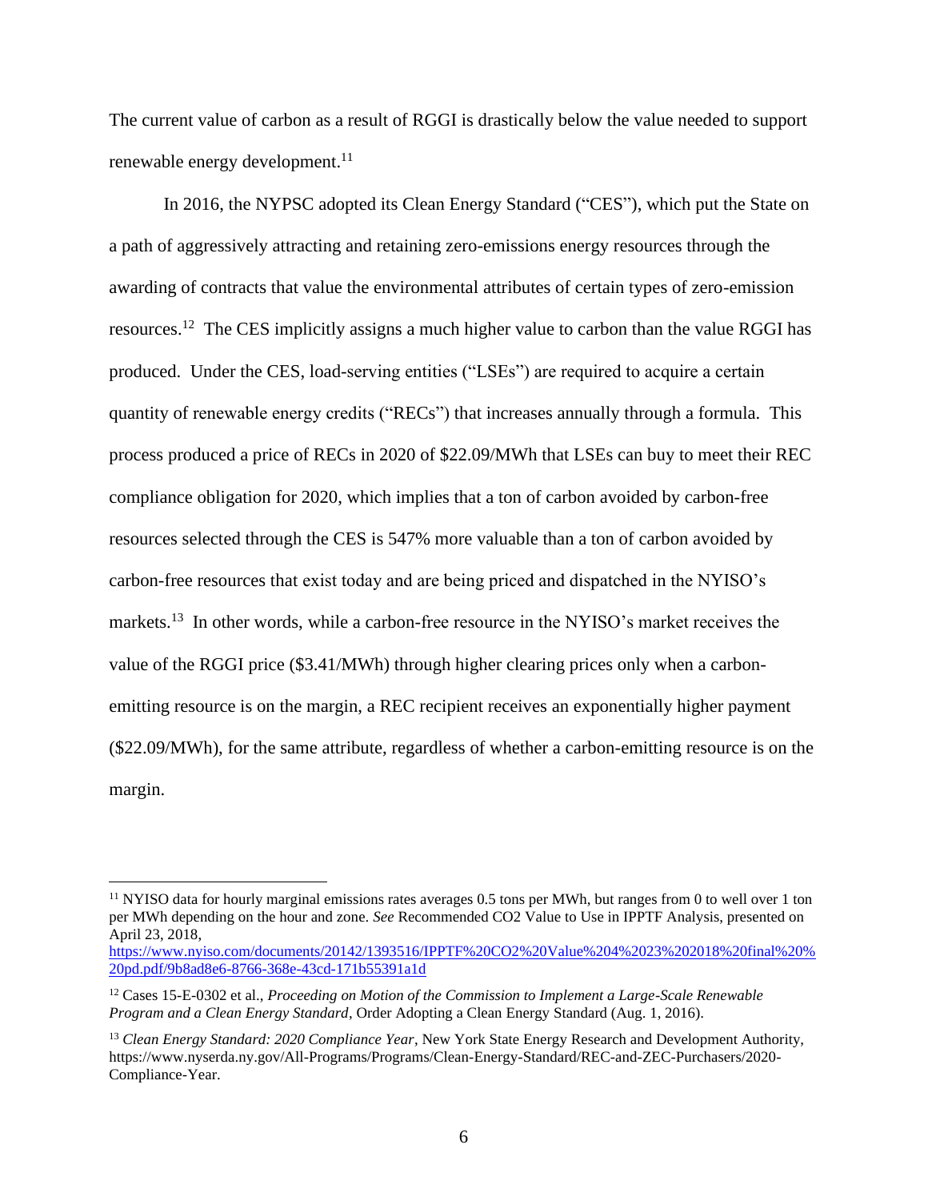The current value of carbon as a result of RGGI is drastically below the value needed to support renewable energy development.[11]

In 2016, the NYPSC adopted its Clean Energy Standard ("CES"), which put the State on a path of aggressively attracting and retaining zero-emissions energy resources through the awarding of contracts that value the environmental attributes of certain types of zero-emission resources.[12] The CES implicitly assigns a much higher value to carbon than the value RGGI has produced. Under the CES, load-serving entities ("LSEs") are required to acquire a certain quantity of renewable energy credits ("RECs") that increases annually through a formula. This process produced a price of RECs in 2020 of $22.09/MWh that LSEs can buy to meet their REC compliance obligation for 2020, which implies that a ton of carbon avoided by carbon-free resources selected through the CES is 547% more valuable than a ton of carbon avoided by carbon-free resources that exist today and are being priced and dispatched in the NYISO's markets.[13] In other words, while a carbon-free resource in the NYISO's market receives the value of the RGGI price ($3.41/MWh) through higher clearing prices only when a carbon-emitting resource is on the margin, a REC recipient receives an exponentially higher payment ($22.09/MWh), for the same attribute, regardless of whether a carbon-emitting resource is on the margin.

---

[11] NYISO data for hourly marginal emissions rates averages 0.5 tons per MWh, but ranges from 0 to well over 1 ton per MWh depending on the hour and zone. *See* Recommended CO2 Value to Use in IPPTF Analysis, presented on April 23, 2018, https://www.nyiso.com/documents/20142/1393516/IPPTF%20CO2%20Value%204%2023%202018%20final%20%20pd.pdf/9b8ad8e6-8766-368e-43cd-171b55391a1d

[12] Cases 15-E-0302 et al., *Proceeding on Motion of the Commission to Implement a Large-Scale Renewable Program and a Clean Energy Standard*, Order Adopting a Clean Energy Standard (Aug. 1, 2016).

[13] *Clean Energy Standard: 2020 Compliance Year*, New York State Energy Research and Development Authority, https://www.nyserda.ny.gov/All-Programs/Programs/Clean-Energy-Standard/REC-and-ZEC-Purchasers/2020-Compliance-Year.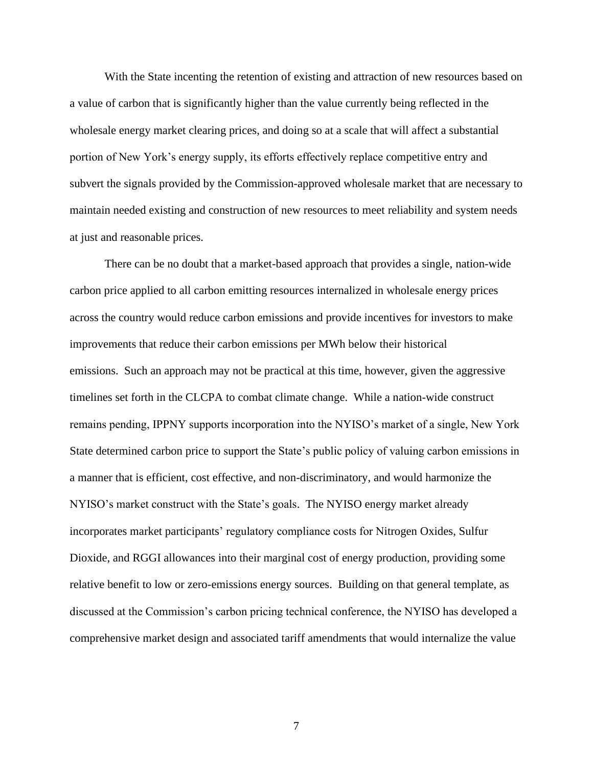With the State incenting the retention of existing and attraction of new resources based on a value of carbon that is significantly higher than the value currently being reflected in the wholesale energy market clearing prices, and doing so at a scale that will affect a substantial portion of New York's energy supply, its efforts effectively replace competitive entry and subvert the signals provided by the Commission-approved wholesale market that are necessary to maintain needed existing and construction of new resources to meet reliability and system needs at just and reasonable prices.

There can be no doubt that a market-based approach that provides a single, nation-wide carbon price applied to all carbon emitting resources internalized in wholesale energy prices across the country would reduce carbon emissions and provide incentives for investors to make improvements that reduce their carbon emissions per MWh below their historical emissions. Such an approach may not be practical at this time, however, given the aggressive timelines set forth in the CLCPA to combat climate change. While a nation-wide construct remains pending, IPPNY supports incorporation into the NYISO's market of a single, New York State determined carbon price to support the State's public policy of valuing carbon emissions in a manner that is efficient, cost effective, and non-discriminatory, and would harmonize the NYISO's market construct with the State's goals. The NYISO energy market already incorporates market participants' regulatory compliance costs for Nitrogen Oxides, Sulfur Dioxide, and RGGI allowances into their marginal cost of energy production, providing some relative benefit to low or zero-emissions energy sources. Building on that general template, as discussed at the Commission's carbon pricing technical conference, the NYISO has developed a comprehensive market design and associated tariff amendments that would internalize the value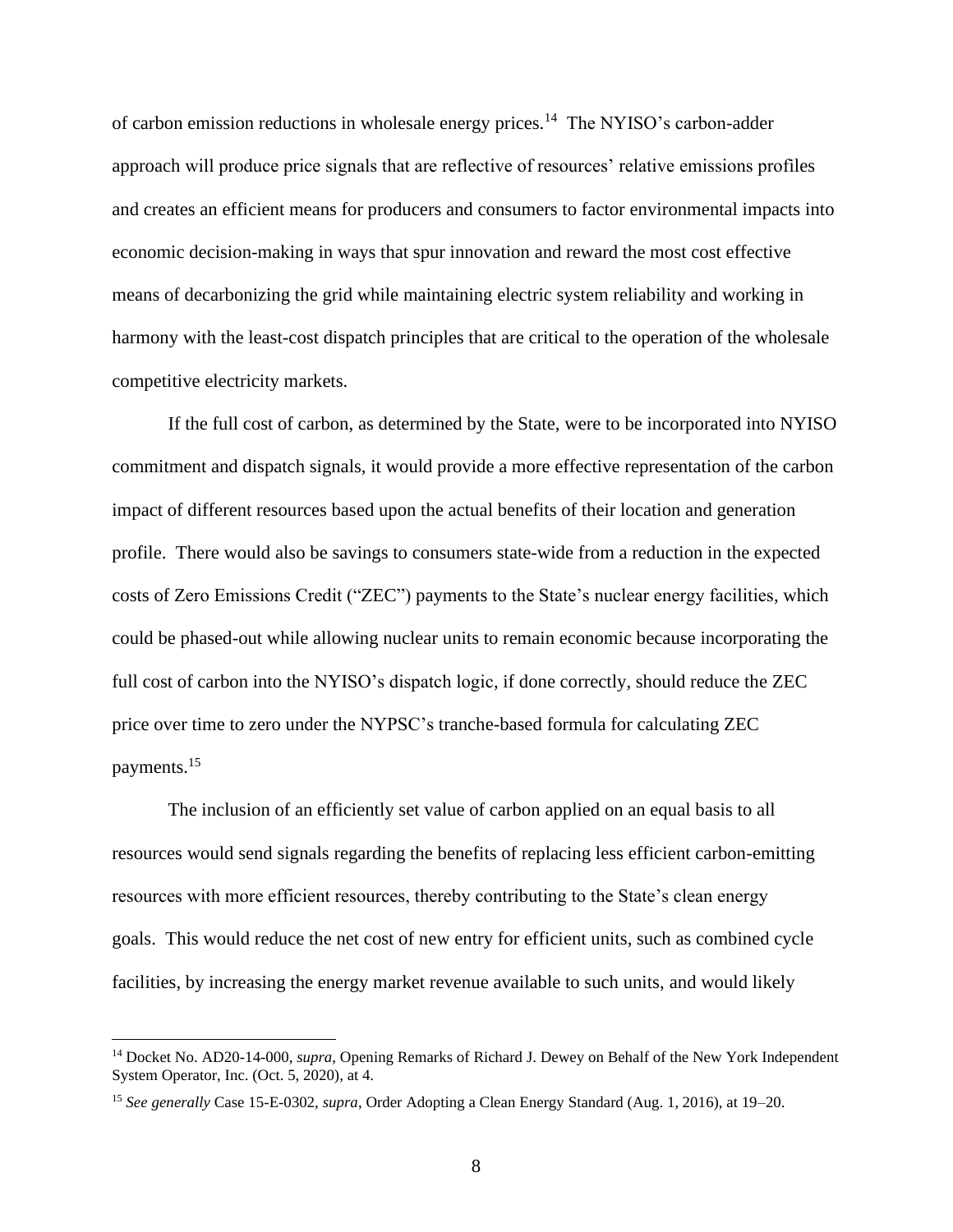of carbon emission reductions in wholesale energy prices.[14] The NYISO's carbon-adder approach will produce price signals that are reflective of resources' relative emissions profiles and creates an efficient means for producers and consumers to factor environmental impacts into economic decision-making in ways that spur innovation and reward the most cost effective means of decarbonizing the grid while maintaining electric system reliability and working in harmony with the least-cost dispatch principles that are critical to the operation of the wholesale competitive electricity markets.

If the full cost of carbon, as determined by the State, were to be incorporated into NYISO commitment and dispatch signals, it would provide a more effective representation of the carbon impact of different resources based upon the actual benefits of their location and generation profile. There would also be savings to consumers state-wide from a reduction in the expected costs of Zero Emissions Credit ("ZEC") payments to the State's nuclear energy facilities, which could be phased-out while allowing nuclear units to remain economic because incorporating the full cost of carbon into the NYISO's dispatch logic, if done correctly, should reduce the ZEC price over time to zero under the NYPSC's tranche-based formula for calculating ZEC payments.[15]

The inclusion of an efficiently set value of carbon applied on an equal basis to all resources would send signals regarding the benefits of replacing less efficient carbon-emitting resources with more efficient resources, thereby contributing to the State's clean energy goals. This would reduce the net cost of new entry for efficient units, such as combined cycle facilities, by increasing the energy market revenue available to such units, and would likely

---

[14] Docket No. AD20-14-000, *supra*, Opening Remarks of Richard J. Dewey on Behalf of the New York Independent System Operator, Inc. (Oct. 5, 2020), at 4.

[15] *See generally* Case 15-E-0302, *supra*, Order Adopting a Clean Energy Standard (Aug. 1, 2016), at 19–20.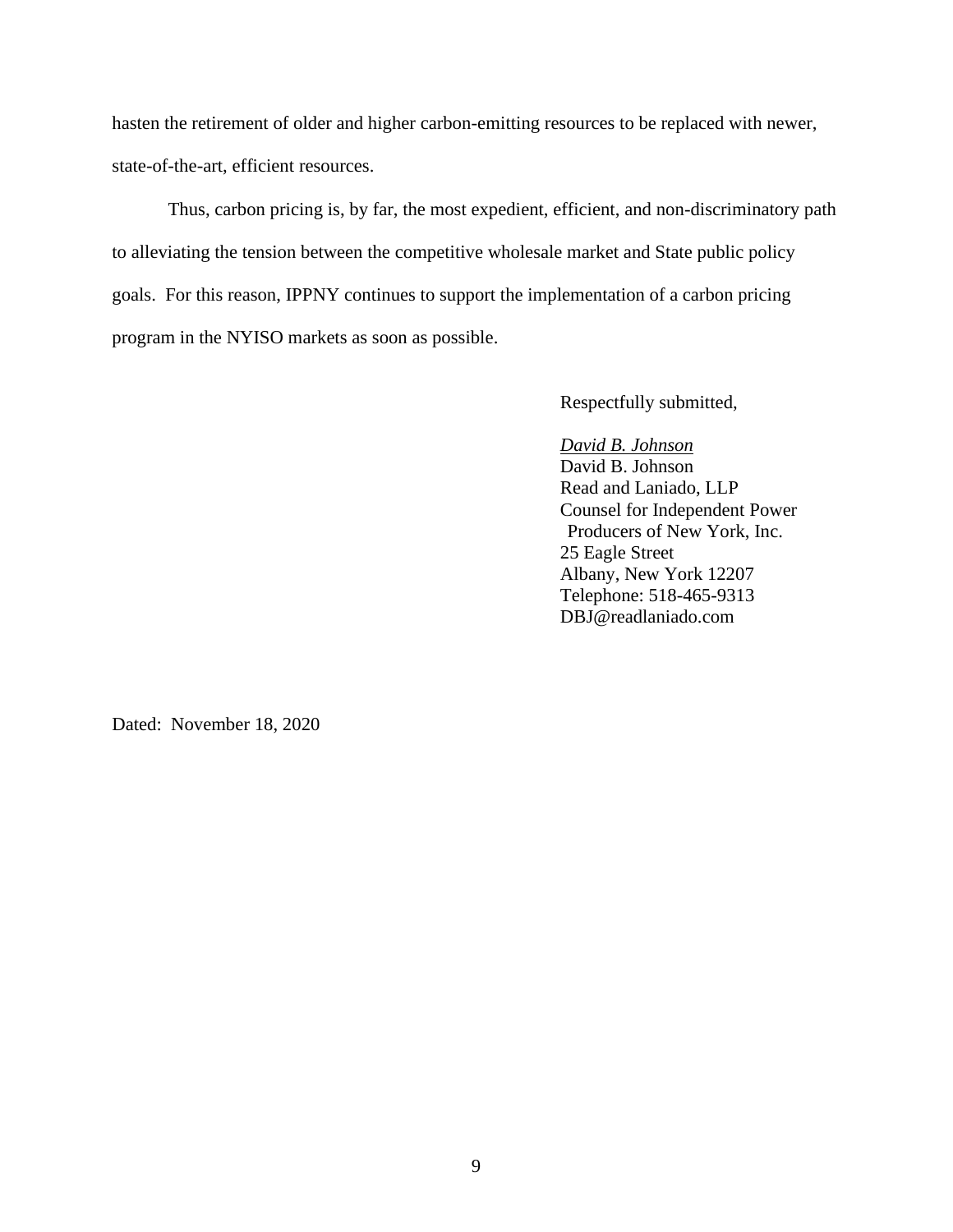hasten the retirement of older and higher carbon-emitting resources to be replaced with newer, state-of-the-art, efficient resources.

Thus, carbon pricing is, by far, the most expedient, efficient, and non-discriminatory path to alleviating the tension between the competitive wholesale market and State public policy goals. For this reason, IPPNY continues to support the implementation of a carbon pricing program in the NYISO markets as soon as possible.

Respectfully submitted,

*David B. Johnson*  
David B. Johnson  
Read and Laniado, LLP  
Counsel for Independent Power Producers of New York, Inc.  
25 Eagle Street  
Albany, New York 12207  
Telephone: 518-465-9313  
DBJ@readlaniado.com

Dated: November 18, 2020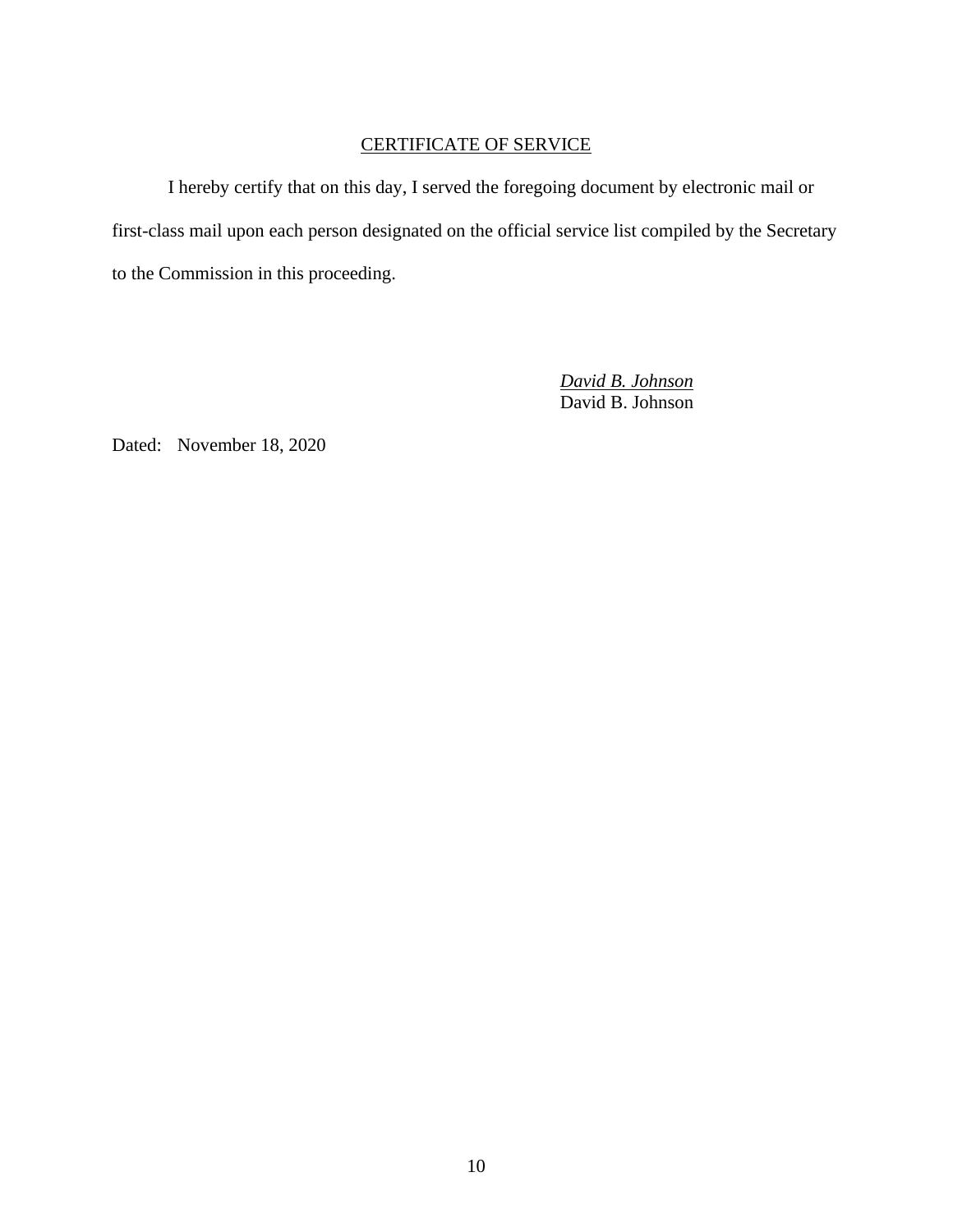## CERTIFICATE OF SERVICE

I hereby certify that on this day, I served the foregoing document by electronic mail or first-class mail upon each person designated on the official service list compiled by the Secretary to the Commission in this proceeding.

*David B. Johnson*
David B. Johnson

Dated: November 18, 2020